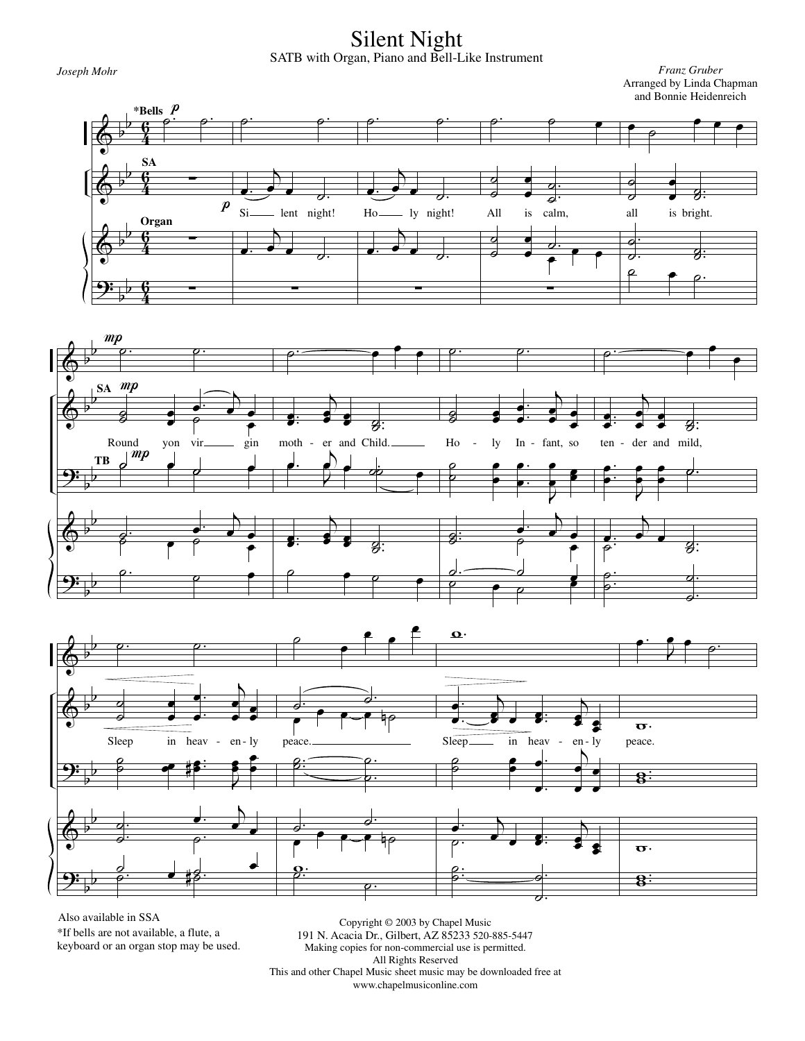# Silent Night

SATB with Organ, Piano and Bell-Like Instrument

*Joseph Mohr*

*Franz Gruber*
Arranged by Linda Chapman
and Bonnie Heidenreich

Also available in SSA

*If bells are not available, a flute, a keyboard or an organ stop may be used.

Copyright © 2003 by Chapel Music
191 N. Acacia Dr., Gilbert, AZ 85233 520-885-5447
Making copies for non-commercial use is permitted.
All Rights Reserved
This and other Chapel Music sheet music may be downloaded free at
www.chapelmusiconline.com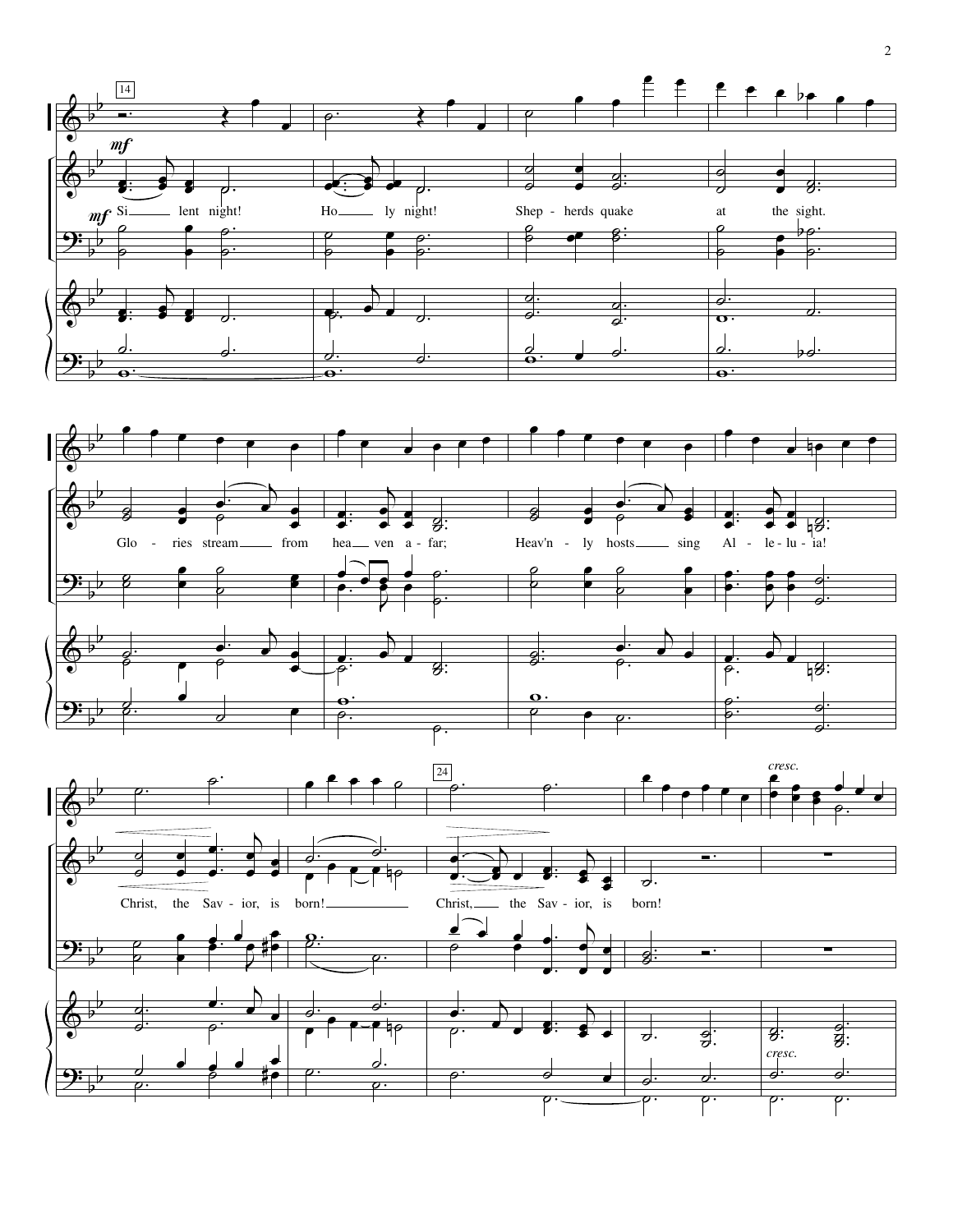14

*mf*

*mf*

Si - lent night! Ho - ly night! Shep - herds quake at the sight.

Glo - ries stream from hea - ven a - far; Heav'n - ly hosts sing Al - le - lu - ia!

24

*cresc.*

Christ, the Sav - ior, is born! Christ, the Sav - ior, is born!

*cresc.*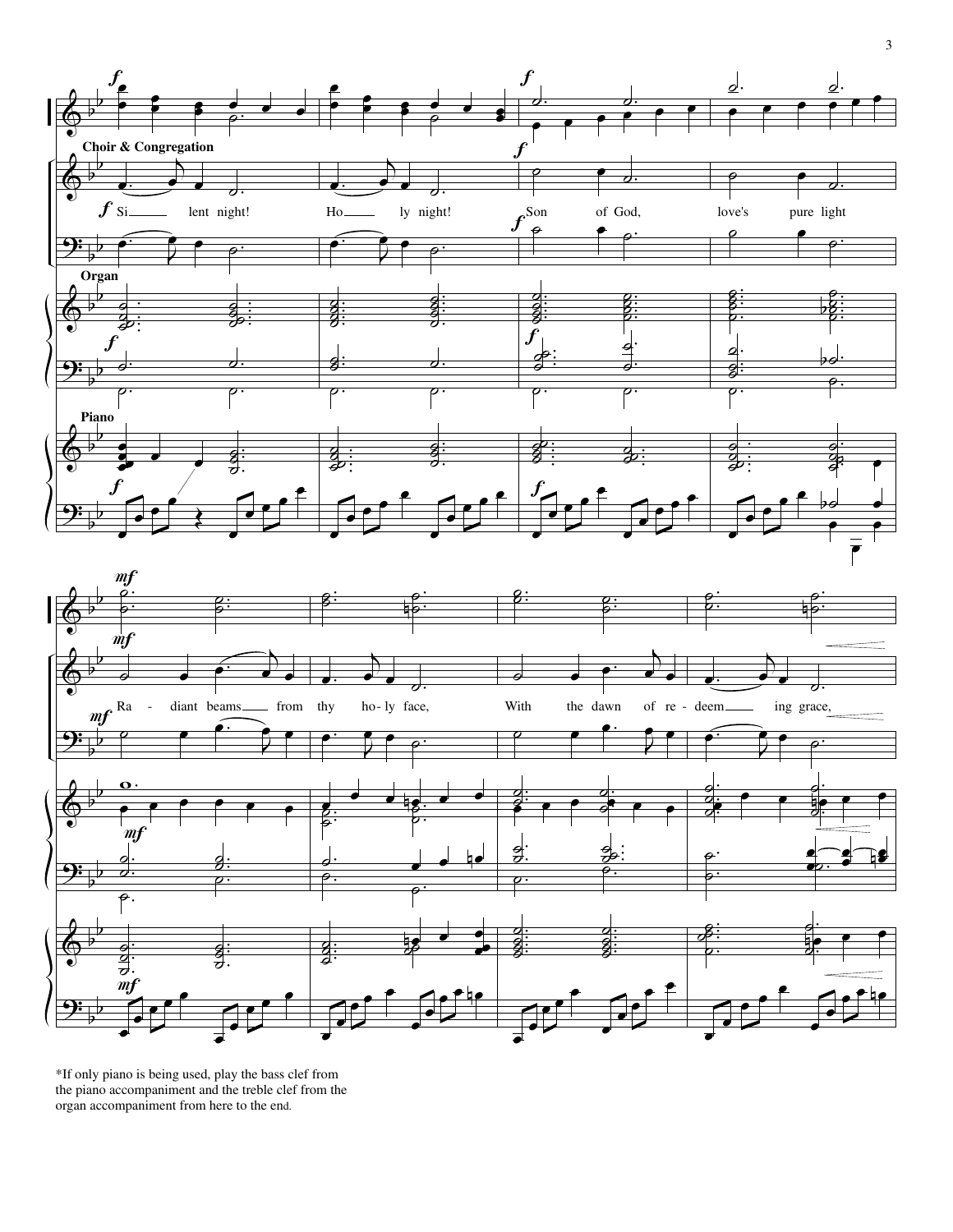Choir & Congregation

*f* Si - lent night! Ho - ly night! Son of God, love's pure light

Organ

Piano

Ra - diant beams from thy ho - ly face, With the dawn of re - deem - ing grace,

*If only piano is being used, play the bass clef from the piano accompaniment and the treble clef from the organ accompaniment from here to the end.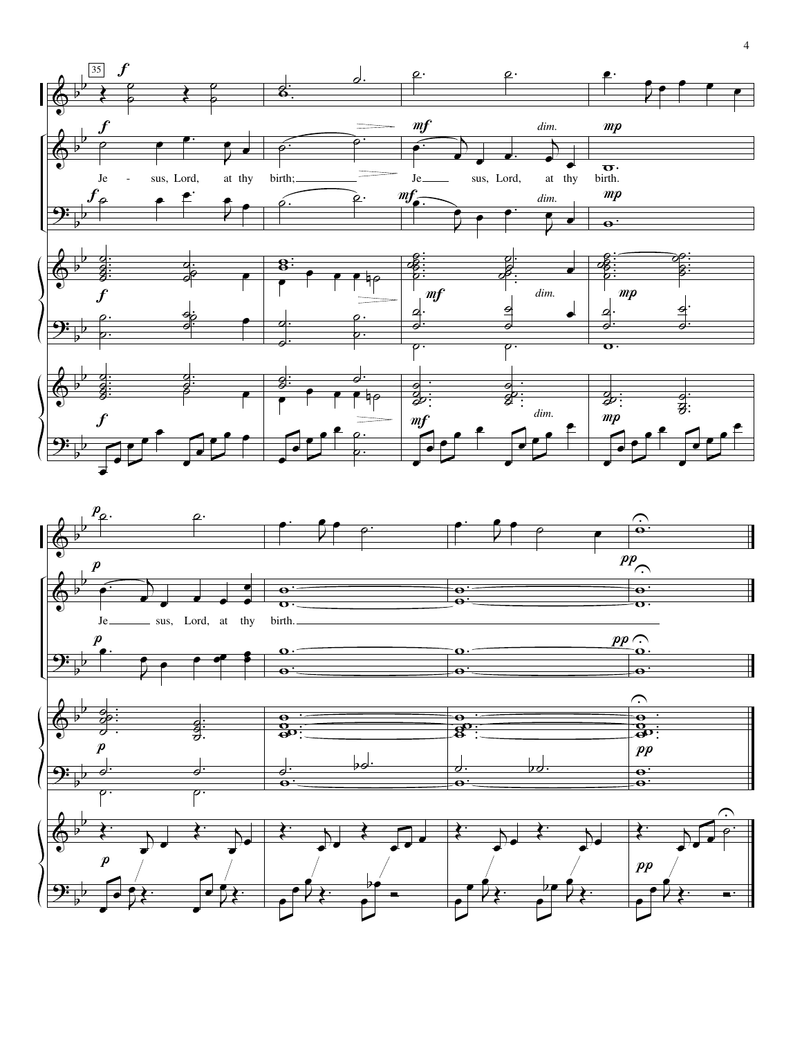Je - sus, Lord, at thy birth; Je sus, Lord, at thy birth.

Je sus, Lord, at thy birth.